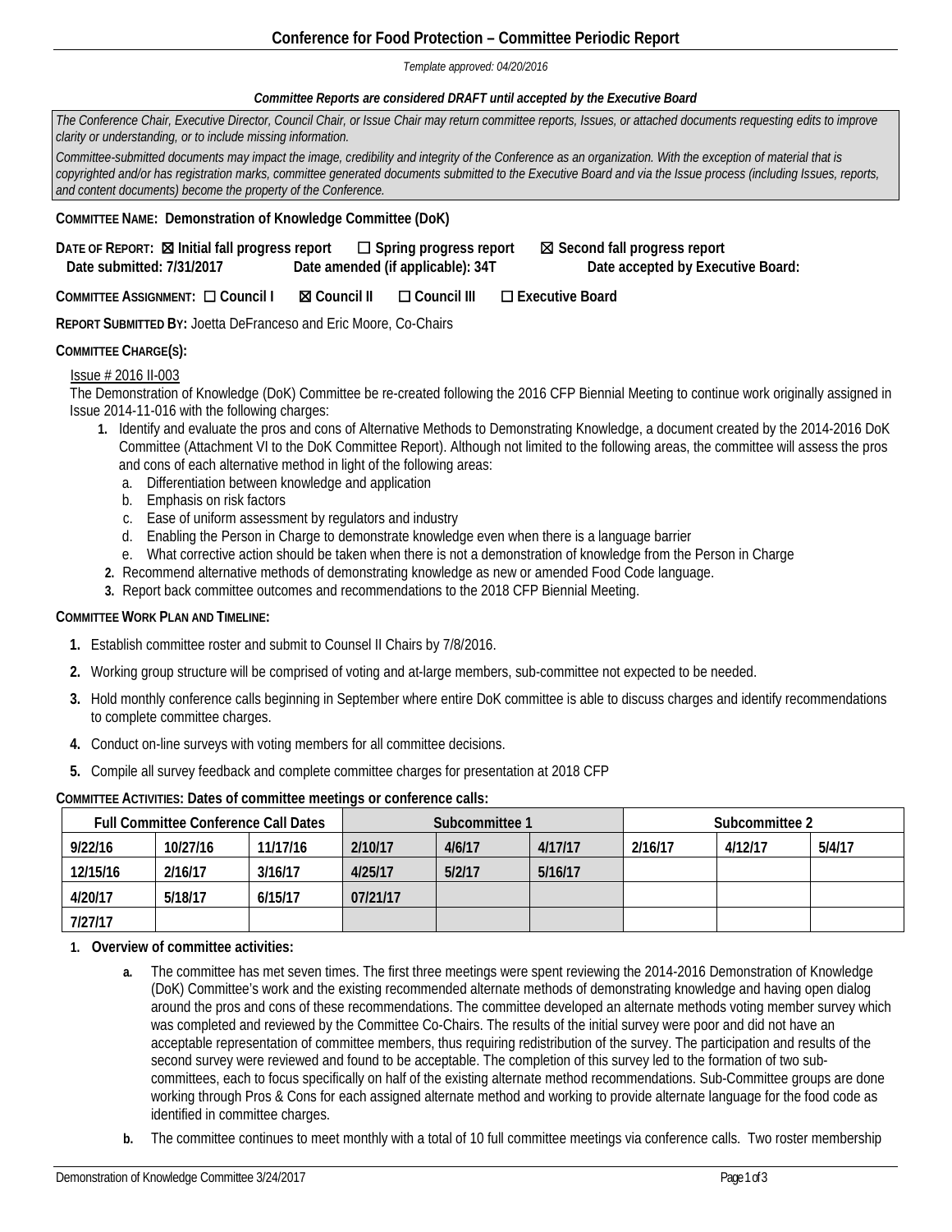# Conference for Food Protection – Committee Periodic Report

*Template approved: 04/20/2016*

***Committee Reports are considered DRAFT until accepted by the Executive Board***

*The Conference Chair, Executive Director, Council Chair, or Issue Chair may return committee reports, Issues, or attached documents requesting edits to improve clarity or understanding, or to include missing information.*

*Committee-submitted documents may impact the image, credibility and integrity of the Conference as an organization. With the exception of material that is copyrighted and/or has registration marks, committee generated documents submitted to the Executive Board and via the Issue process (including Issues, reports, and content documents) become the property of the Conference.*

**COMMITTEE NAME: Demonstration of Knowledge Committee (DoK)**

**DATE OF REPORT:** ☒ **Initial fall progress report** ☐ **Spring progress report** ☒ **Second fall progress report**
**Date submitted: 7/31/2017** **Date amended (if applicable): 34T** **Date accepted by Executive Board:**

**COMMITTEE ASSIGNMENT:** ☐ **Council I** ☒ **Council II** ☐ **Council III** ☐ **Executive Board**

**REPORT SUBMITTED BY:** Joetta DeFranceso and Eric Moore, Co-Chairs

**COMMITTEE CHARGE(S):**

Issue # 2016 II-003

The Demonstration of Knowledge (DoK) Committee be re-created following the 2016 CFP Biennial Meeting to continue work originally assigned in Issue 2014-11-016 with the following charges:

1. Identify and evaluate the pros and cons of Alternative Methods to Demonstrating Knowledge, a document created by the 2014-2016 DoK Committee (Attachment VI to the DoK Committee Report). Although not limited to the following areas, the committee will assess the pros and cons of each alternative method in light of the following areas:
   a. Differentiation between knowledge and application
   b. Emphasis on risk factors
   c. Ease of uniform assessment by regulators and industry
   d. Enabling the Person in Charge to demonstrate knowledge even when there is a language barrier
   e. What corrective action should be taken when there is not a demonstration of knowledge from the Person in Charge
2. Recommend alternative methods of demonstrating knowledge as new or amended Food Code language.
3. Report back committee outcomes and recommendations to the 2018 CFP Biennial Meeting.

**COMMITTEE WORK PLAN AND TIMELINE:**

1. Establish committee roster and submit to Counsel II Chairs by 7/8/2016.
2. Working group structure will be comprised of voting and at-large members, sub-committee not expected to be needed.
3. Hold monthly conference calls beginning in September where entire DoK committee is able to discuss charges and identify recommendations to complete committee charges.
4. Conduct on-line surveys with voting members for all committee decisions.
5. Compile all survey feedback and complete committee charges for presentation at 2018 CFP

**COMMITTEE ACTIVITIES: Dates of committee meetings or conference calls:**

| Full Committee Conference Call Dates | | | Subcommittee 1 | | | Subcommittee 2 | | |
|---|---|---|---|---|---|---|---|---|
| 9/22/16 | 10/27/16 | 11/17/16 | 2/10/17 | 4/6/17 | 4/17/17 | 2/16/17 | 4/12/17 | 5/4/17 |
| 12/15/16 | 2/16/17 | 3/16/17 | 4/25/17 | 5/2/17 | 5/16/17 | | | |
| 4/20/17 | 5/18/17 | 6/15/17 | 07/21/17 | | | | | |
| 7/27/17 | | | | | | | | |

1. **Overview of committee activities:**
   a. The committee has met seven times. The first three meetings were spent reviewing the 2014-2016 Demonstration of Knowledge (DoK) Committee's work and the existing recommended alternate methods of demonstrating knowledge and having open dialog around the pros and cons of these recommendations. The committee developed an alternate methods voting member survey which was completed and reviewed by the Committee Co-Chairs. The results of the initial survey were poor and did not have an acceptable representation of committee members, thus requiring redistribution of the survey. The participation and results of the second survey were reviewed and found to be acceptable. The completion of this survey led to the formation of two sub-committees, each to focus specifically on half of the existing alternate method recommendations. Sub-Committee groups are done working through Pros & Cons for each assigned alternate method and working to provide alternate language for the food code as identified in committee charges.
   b. The committee continues to meet monthly with a total of 10 full committee meetings via conference calls. Two roster membership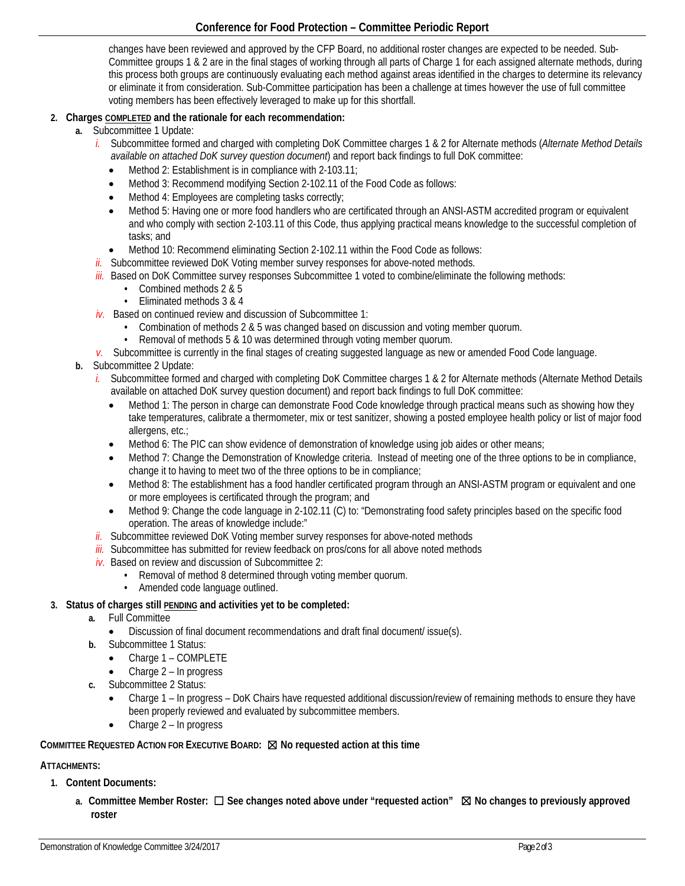changes have been reviewed and approved by the CFP Board, no additional roster changes are expected to be needed. Sub-Committee groups 1 & 2 are in the final stages of working through all parts of Charge 1 for each assigned alternate methods, during this process both groups are continuously evaluating each method against areas identified in the charges to determine its relevancy or eliminate it from consideration. Sub-Committee participation has been a challenge at times however the use of full committee voting members has been effectively leveraged to make up for this shortfall.

2. **Charges COMPLETED and the rationale for each recommendation:**
   a. Subcommittee 1 Update:
      i. Subcommittee formed and charged with completing DoK Committee charges 1 & 2 for Alternate methods (*Alternate Method Details available on attached DoK survey question document*) and report back findings to full DoK committee:
         - Method 2: Establishment is in compliance with 2-103.11;
         - Method 3: Recommend modifying Section 2-102.11 of the Food Code as follows:
         - Method 4: Employees are completing tasks correctly;
         - Method 5: Having one or more food handlers who are certificated through an ANSI-ASTM accredited program or equivalent and who comply with section 2-103.11 of this Code, thus applying practical means knowledge to the successful completion of tasks; and
         - Method 10: Recommend eliminating Section 2-102.11 within the Food Code as follows:
      ii. Subcommittee reviewed DoK Voting member survey responses for above-noted methods.
      iii. Based on DoK Committee survey responses Subcommittee 1 voted to combine/eliminate the following methods:
         - Combined methods 2 & 5
         - Eliminated methods 3 & 4
      iv. Based on continued review and discussion of Subcommittee 1:
         - Combination of methods 2 & 5 was changed based on discussion and voting member quorum.
         - Removal of methods 5 & 10 was determined through voting member quorum.
      v. Subcommittee is currently in the final stages of creating suggested language as new or amended Food Code language.
   b. Subcommittee 2 Update:
      i. Subcommittee formed and charged with completing DoK Committee charges 1 & 2 for Alternate methods (Alternate Method Details available on attached DoK survey question document) and report back findings to full DoK committee:
         - Method 1: The person in charge can demonstrate Food Code knowledge through practical means such as showing how they take temperatures, calibrate a thermometer, mix or test sanitizer, showing a posted employee health policy or list of major food allergens, etc.;
         - Method 6: The PIC can show evidence of demonstration of knowledge using job aides or other means;
         - Method 7: Change the Demonstration of Knowledge criteria. Instead of meeting one of the three options to be in compliance, change it to having to meet two of the three options to be in compliance;
         - Method 8: The establishment has a food handler certificated program through an ANSI-ASTM program or equivalent and one or more employees is certificated through the program; and
         - Method 9: Change the code language in 2-102.11 (C) to: "Demonstrating food safety principles based on the specific food operation. The areas of knowledge include:"
      ii. Subcommittee reviewed DoK Voting member survey responses for above-noted methods
      iii. Subcommittee has submitted for review feedback on pros/cons for all above noted methods
      iv. Based on review and discussion of Subcommittee 2:
         - Removal of method 8 determined through voting member quorum.
         - Amended code language outlined.

3. **Status of charges still PENDING and activities yet to be completed:**
   a. Full Committee
      - Discussion of final document recommendations and draft final document/ issue(s).
   b. Subcommittee 1 Status:
      - Charge 1 – COMPLETE
      - Charge 2 – In progress
   c. Subcommittee 2 Status:
      - Charge 1 – In progress – DoK Chairs have requested additional discussion/review of remaining methods to ensure they have been properly reviewed and evaluated by subcommittee members.
      - Charge 2 – In progress

**COMMITTEE REQUESTED ACTION FOR EXECUTIVE BOARD:** ☒ **No requested action at this time**

**ATTACHMENTS:**

1. **Content Documents:**
   a. **Committee Member Roster:** ☐ **See changes noted above under "requested action"** ☒ **No changes to previously approved roster**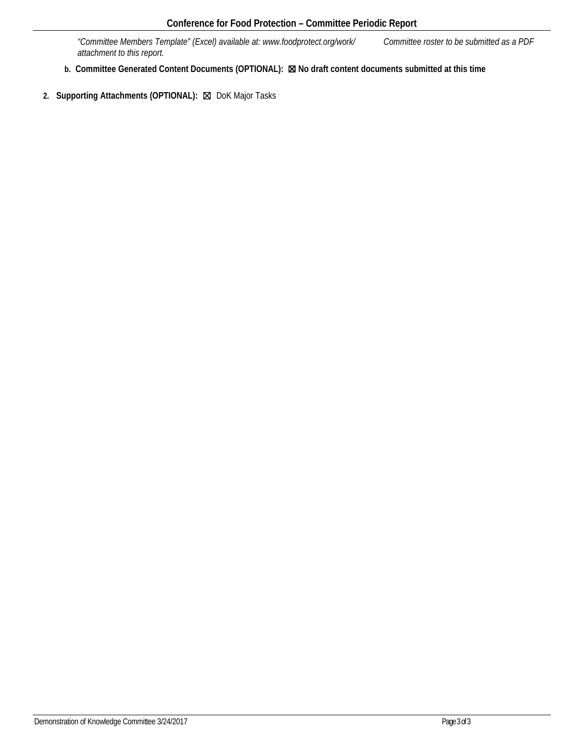*"Committee Members Template" (Excel) available at: www.foodprotect.org/work/ Committee roster to be submitted as a PDF attachment to this report.*

**b. Committee Generated Content Documents (OPTIONAL): ☒ No draft content documents submitted at this time**

**2. Supporting Attachments (OPTIONAL):** ☒ DoK Major Tasks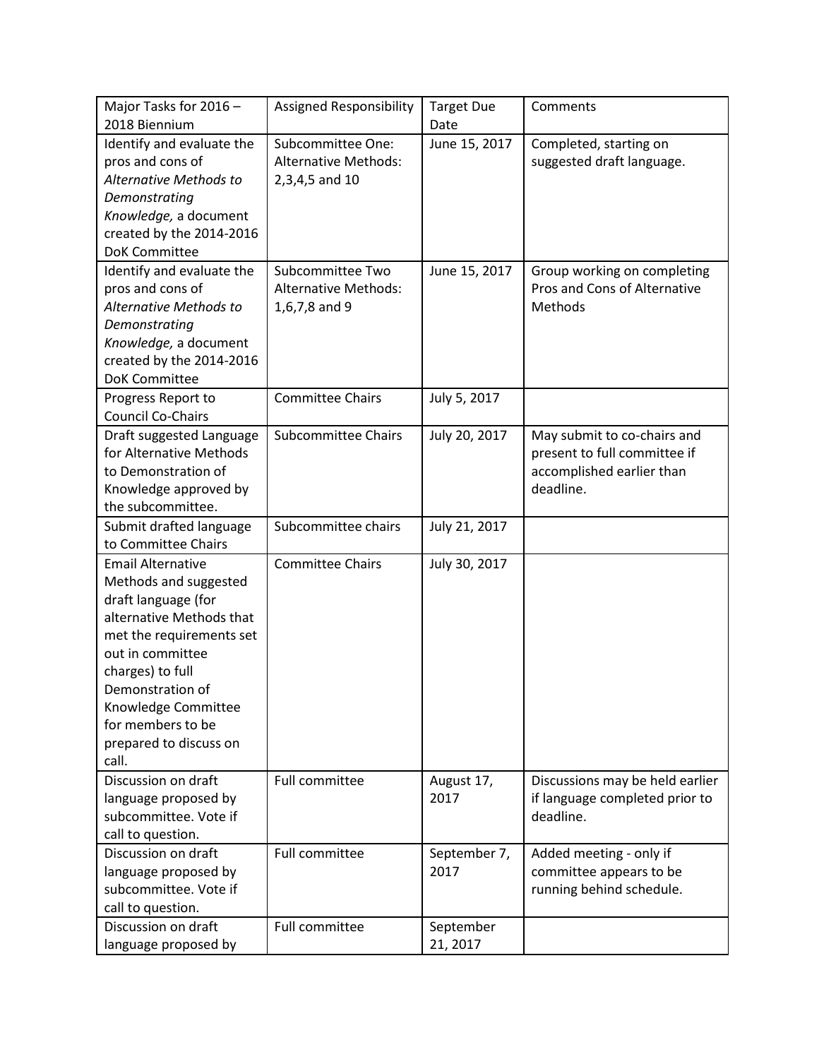| Major Tasks for 2016 – 2018 Biennium | Assigned Responsibility | Target Due Date | Comments |
| --- | --- | --- | --- |
| Identify and evaluate the pros and cons of *Alternative Methods to Demonstrating Knowledge,* a document created by the 2014-2016 DoK Committee | Subcommittee One: Alternative Methods: 2,3,4,5 and 10 | June 15, 2017 | Completed, starting on suggested draft language. |
| Identify and evaluate the pros and cons of *Alternative Methods to Demonstrating Knowledge,* a document created by the 2014-2016 DoK Committee | Subcommittee Two Alternative Methods: 1,6,7,8 and 9 | June 15, 2017 | Group working on completing Pros and Cons of Alternative Methods |
| Progress Report to Council Co-Chairs | Committee Chairs | July 5, 2017 | |
| Draft suggested Language for Alternative Methods to Demonstration of Knowledge approved by the subcommittee. | Subcommittee Chairs | July 20, 2017 | May submit to co-chairs and present to full committee if accomplished earlier than deadline. |
| Submit drafted language to Committee Chairs | Subcommittee chairs | July 21, 2017 | |
| Email Alternative Methods and suggested draft language (for alternative Methods that met the requirements set out in committee charges) to full Demonstration of Knowledge Committee for members to be prepared to discuss on call. | Committee Chairs | July 30, 2017 | |
| Discussion on draft language proposed by subcommittee. Vote if call to question. | Full committee | August 17, 2017 | Discussions may be held earlier if language completed prior to deadline. |
| Discussion on draft language proposed by subcommittee. Vote if call to question. | Full committee | September 7, 2017 | Added meeting - only if committee appears to be running behind schedule. |
| Discussion on draft language proposed by | Full committee | September 21, 2017 | |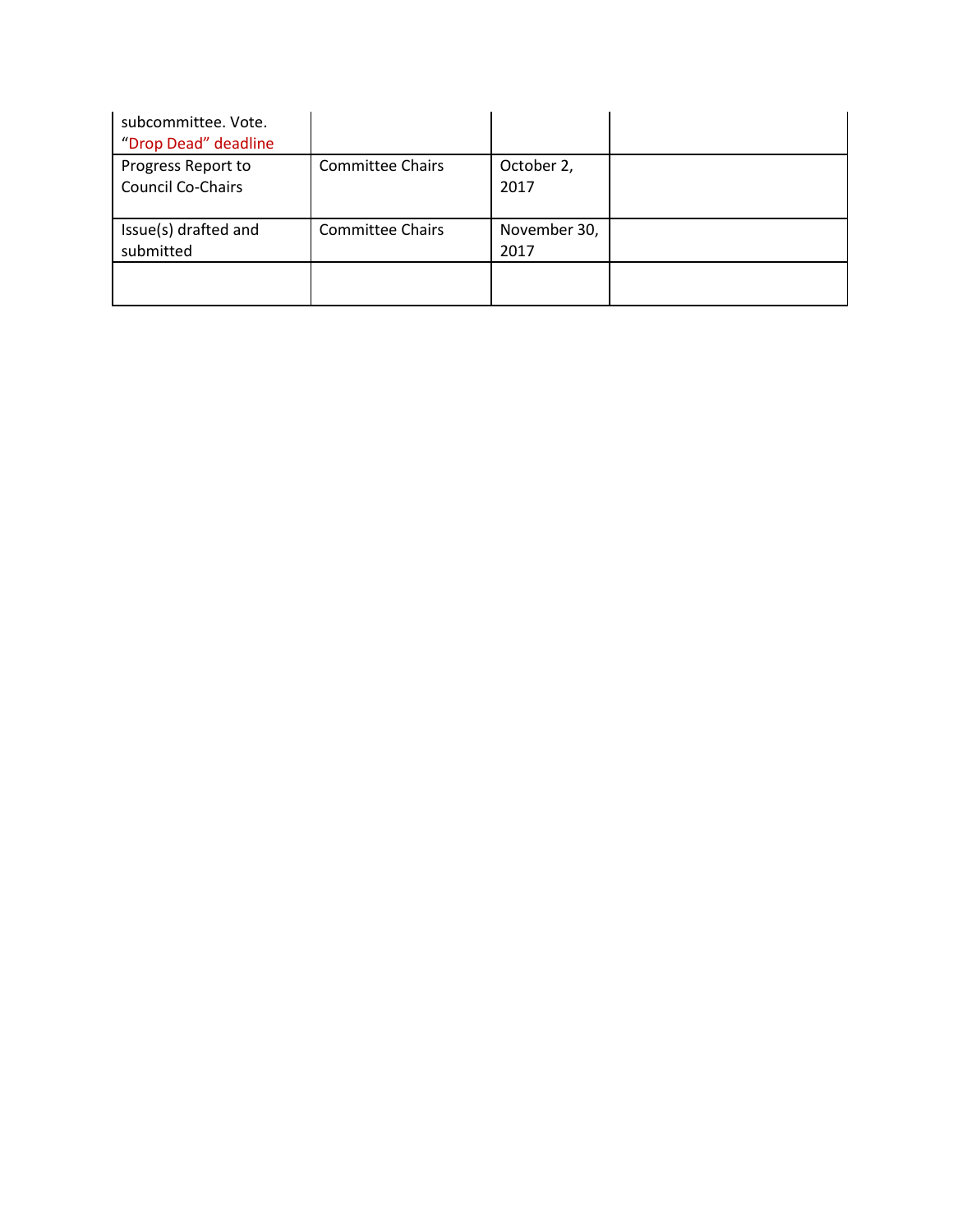| | | | |
|---|---|---|---|
| subcommittee. Vote. "Drop Dead" deadline | | | |
| Progress Report to Council Co-Chairs | Committee Chairs | October 2, 2017 | |
| Issue(s) drafted and submitted | Committee Chairs | November 30, 2017 | |
| | | | |